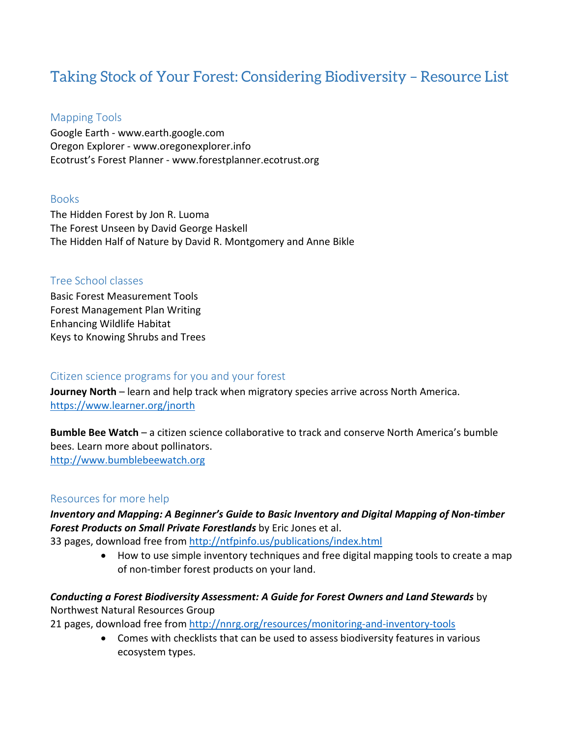# Taking Stock of Your Forest: Considering Biodiversity – Resource List

## Mapping Tools

Google Earth - www.earth.google.com
Oregon Explorer - www.oregonexplorer.info
Ecotrust's Forest Planner - www.forestplanner.ecotrust.org

## Books

The Hidden Forest by Jon R. Luoma
The Forest Unseen by David George Haskell
The Hidden Half of Nature by David R. Montgomery and Anne Bikle

## Tree School classes

Basic Forest Measurement Tools
Forest Management Plan Writing
Enhancing Wildlife Habitat
Keys to Knowing Shrubs and Trees

## Citizen science programs for you and your forest

**Journey North** – learn and help track when migratory species arrive across North America.
https://www.learner.org/jnorth

**Bumble Bee Watch** – a citizen science collaborative to track and conserve North America's bumble bees. Learn more about pollinators.
http://www.bumblebeewatch.org

## Resources for more help

***Inventory and Mapping: A Beginner's Guide to Basic Inventory and Digital Mapping of Non-timber Forest Products on Small Private Forestlands*** by Eric Jones et al.
33 pages, download free from http://ntfpinfo.us/publications/index.html

- How to use simple inventory techniques and free digital mapping tools to create a map of non-timber forest products on your land.

***Conducting a Forest Biodiversity Assessment: A Guide for Forest Owners and Land Stewards*** by Northwest Natural Resources Group
21 pages, download free from http://nnrg.org/resources/monitoring-and-inventory-tools

- Comes with checklists that can be used to assess biodiversity features in various ecosystem types.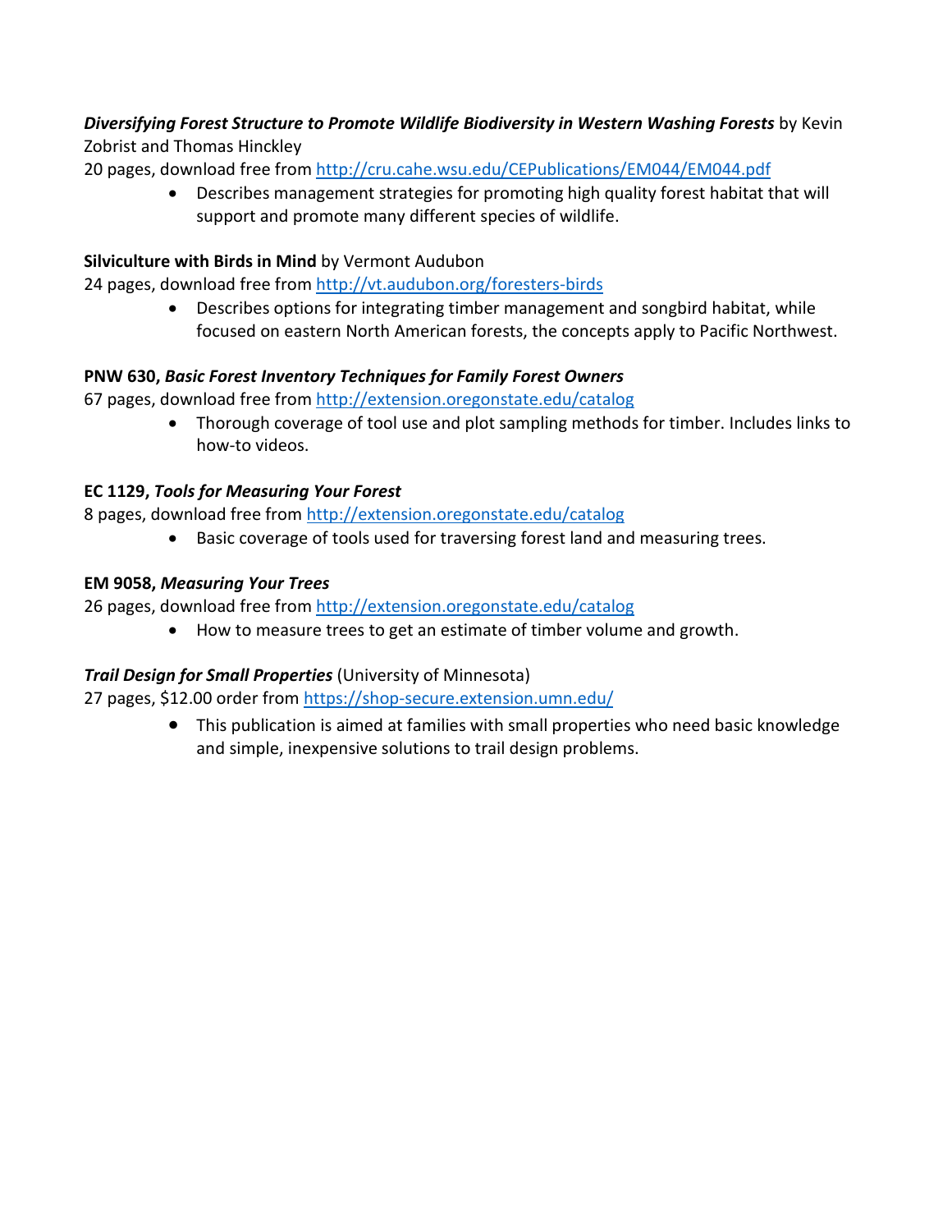***Diversifying Forest Structure to Promote Wildlife Biodiversity in Western Washing Forests*** by Kevin Zobrist and Thomas Hinckley

20 pages, download free from http://cru.cahe.wsu.edu/CEPublications/EM044/EM044.pdf

- Describes management strategies for promoting high quality forest habitat that will support and promote many different species of wildlife.

**Silviculture with Birds in Mind** by Vermont Audubon

24 pages, download free from http://vt.audubon.org/foresters-birds

- Describes options for integrating timber management and songbird habitat, while focused on eastern North American forests, the concepts apply to Pacific Northwest.

**PNW 630, *Basic Forest Inventory Techniques for Family Forest Owners***

67 pages, download free from http://extension.oregonstate.edu/catalog

- Thorough coverage of tool use and plot sampling methods for timber. Includes links to how-to videos.

**EC 1129, *Tools for Measuring Your Forest***

8 pages, download free from http://extension.oregonstate.edu/catalog

- Basic coverage of tools used for traversing forest land and measuring trees.

**EM 9058, *Measuring Your Trees***

26 pages, download free from http://extension.oregonstate.edu/catalog

- How to measure trees to get an estimate of timber volume and growth.

***Trail Design for Small Properties*** (University of Minnesota)

27 pages, $12.00 order from https://shop-secure.extension.umn.edu/

- This publication is aimed at families with small properties who need basic knowledge and simple, inexpensive solutions to trail design problems.